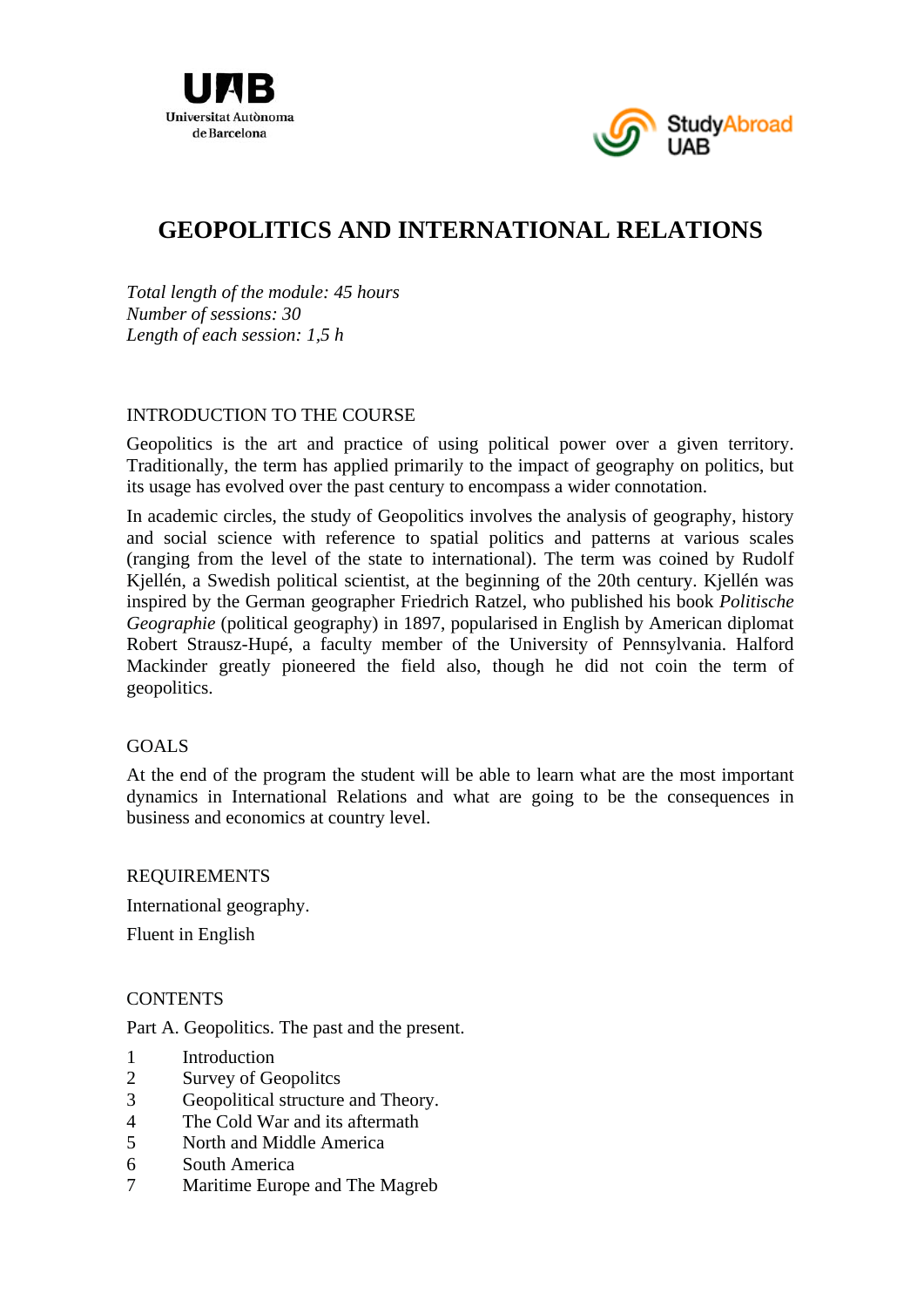# GEOPOLITICS AND INTERNATIONAL RELATIONS

*Total length of the module: 45 hours*
*Number of sessions: 30*
*Length of each session: 1,5 h*

## INTRODUCTION TO THE COURSE

Geopolitics is the art and practice of using political power over a given territory. Traditionally, the term has applied primarily to the impact of geography on politics, but its usage has evolved over the past century to encompass a wider connotation.

In academic circles, the study of Geopolitics involves the analysis of geography, history and social science with reference to spatial politics and patterns at various scales (ranging from the level of the state to international). The term was coined by Rudolf Kjellén, a Swedish political scientist, at the beginning of the 20th century. Kjellén was inspired by the German geographer Friedrich Ratzel, who published his book *Politische Geographie* (political geography) in 1897, popularised in English by American diplomat Robert Strausz-Hupé, a faculty member of the University of Pennsylvania. Halford Mackinder greatly pioneered the field also, though he did not coin the term of geopolitics.

## GOALS

At the end of the program the student will be able to learn what are the most important dynamics in International Relations and what are going to be the consequences in business and economics at country level.

## REQUIREMENTS

International geography.

Fluent in English

## CONTENTS

Part A. Geopolitics. The past and the present.

1 Introduction
2 Survey of Geopolitcs
3 Geopolitical structure and Theory.
4 The Cold War and its aftermath
5 North and Middle America
6 South America
7 Maritime Europe and The Magreb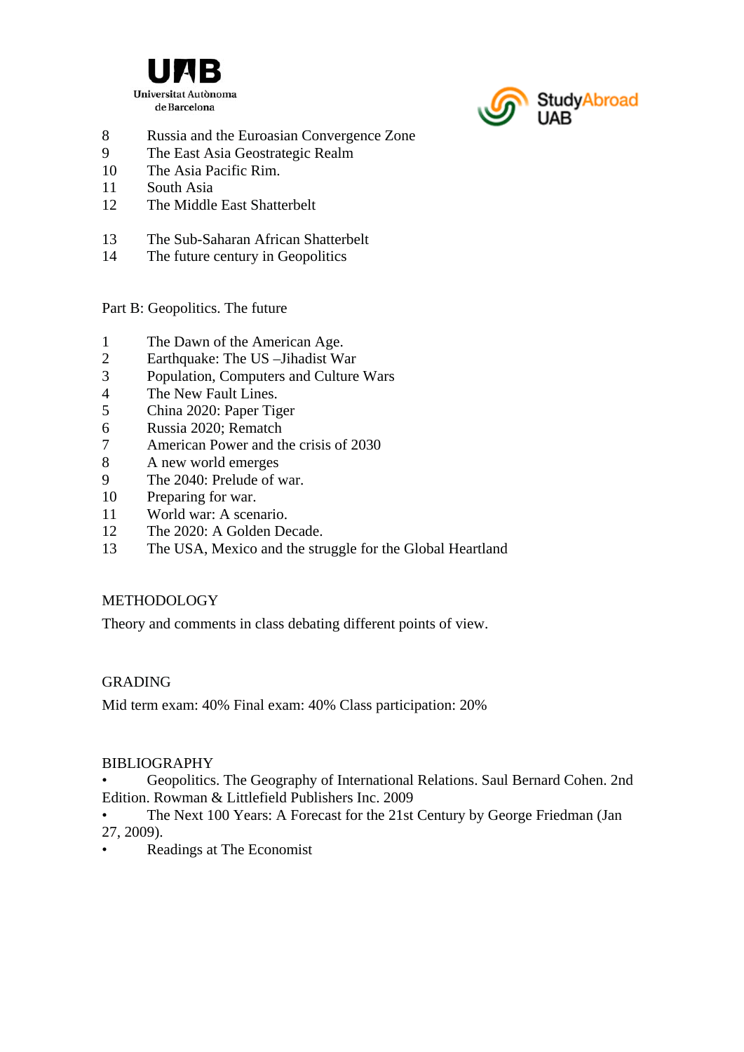8 Russia and the Euroasian Convergence Zone
9 The East Asia Geostrategic Realm
10 The Asia Pacific Rim.
11 South Asia
12 The Middle East Shatterbelt

13 The Sub-Saharan African Shatterbelt
14 The future century in Geopolitics

Part B: Geopolitics. The future

1 The Dawn of the American Age.
2 Earthquake: The US –Jihadist War
3 Population, Computers and Culture Wars
4 The New Fault Lines.
5 China 2020: Paper Tiger
6 Russia 2020; Rematch
7 American Power and the crisis of 2030
8 A new world emerges
9 The 2040: Prelude of war.
10 Preparing for war.
11 World war: A scenario.
12 The 2020: A Golden Decade.
13 The USA, Mexico and the struggle for the Global Heartland

## METHODOLOGY

Theory and comments in class debating different points of view.

## GRADING

Mid term exam: 40% Final exam: 40% Class participation: 20%

## BIBLIOGRAPHY

- Geopolitics. The Geography of International Relations. Saul Bernard Cohen. 2nd Edition. Rowman & Littlefield Publishers Inc. 2009
- The Next 100 Years: A Forecast for the 21st Century by George Friedman (Jan 27, 2009).
- Readings at The Economist